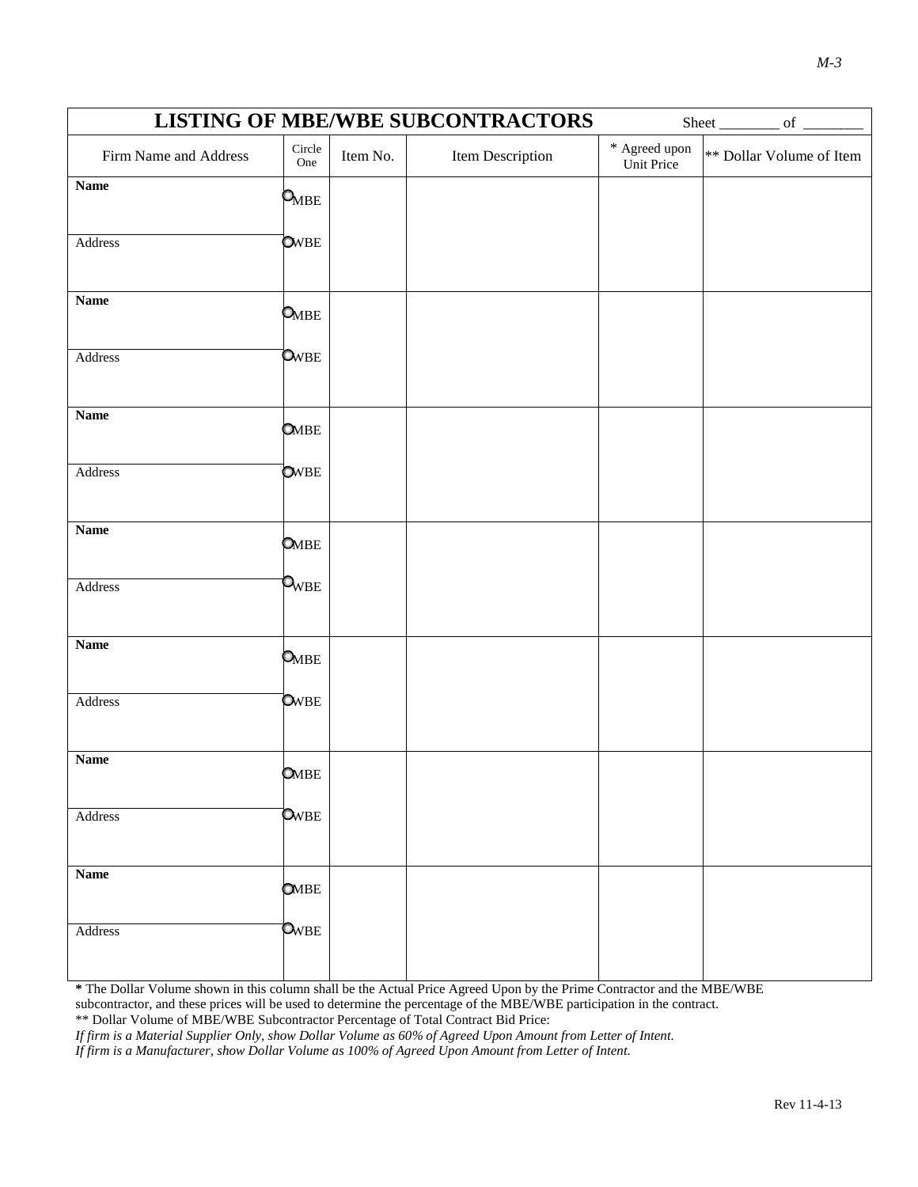# LISTING OF MBE/WBE SUBCONTRACTORS

Sheet ________ of ________

| Firm Name and Address | Circle One | Item No. | Item Description | * Agreed upon Unit Price | ** Dollar Volume of Item |
|---|---|---|---|---|---|
| **Name** | ○ MBE | | | | |
| Address | ○ WBE | | | | |
| **Name** | ○ MBE | | | | |
| Address | ○ WBE | | | | |
| **Name** | ○ MBE | | | | |
| Address | ○ WBE | | | | |
| **Name** | ○ MBE | | | | |
| Address | ○ WBE | | | | |
| **Name** | ○ MBE | | | | |
| Address | ○ WBE | | | | |
| **Name** | ○ MBE | | | | |
| Address | ○ WBE | | | | |
| **Name** | ○ MBE | | | | |
| Address | ○ WBE | | | | |

**\*** The Dollar Volume shown in this column shall be the Actual Price Agreed Upon by the Prime Contractor and the MBE/WBE subcontractor, and these prices will be used to determine the percentage of the MBE/WBE participation in the contract.

** Dollar Volume of MBE/WBE Subcontractor Percentage of Total Contract Bid Price:

*If firm is a Material Supplier Only, show Dollar Volume as 60% of Agreed Upon Amount from Letter of Intent.*

*If firm is a Manufacturer, show Dollar Volume as 100% of Agreed Upon Amount from Letter of Intent.*

Rev 11-4-13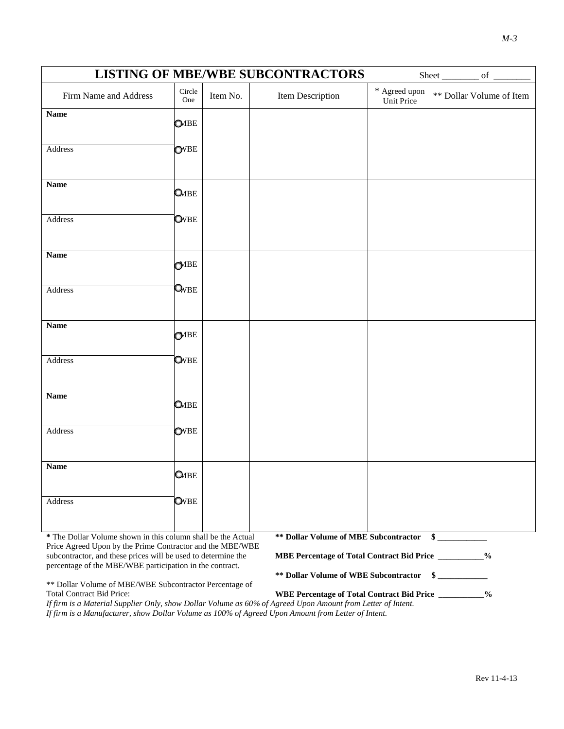# LISTING OF MBE/WBE SUBCONTRACTORS

Sheet ________ of ________

| Firm Name and Address | Circle One | Item No. | Item Description | * Agreed upon Unit Price | ** Dollar Volume of Item |
|---|---|---|---|---|---|
| **Name** | MBE | | | | |
| Address | WBE | | | | |
| **Name** | MBE | | | | |
| Address | WBE | | | | |
| **Name** | MBE | | | | |
| Address | WBE | | | | |
| **Name** | MBE | | | | |
| Address | WBE | | | | |
| **Name** | MBE | | | | |
| Address | WBE | | | | |
| **Name** | MBE | | | | |
| Address | WBE | | | | |

**\*** The Dollar Volume shown in this column shall be the Actual Price Agreed Upon by the Prime Contractor and the MBE/WBE subcontractor, and these prices will be used to determine the percentage of the MBE/WBE participation in the contract.

** Dollar Volume of MBE/WBE Subcontractor Percentage of Total Contract Bid Price:

**** Dollar Volume of MBE Subcontractor $ ____________**

**MBE Percentage of Total Contract Bid Price ___________%**

**** Dollar Volume of WBE Subcontractor $ ____________**

**WBE Percentage of Total Contract Bid Price ___________%**

*If firm is a Material Supplier Only, show Dollar Volume as 60% of Agreed Upon Amount from Letter of Intent.*
*If firm is a Manufacturer, show Dollar Volume as 100% of Agreed Upon Amount from Letter of Intent.*